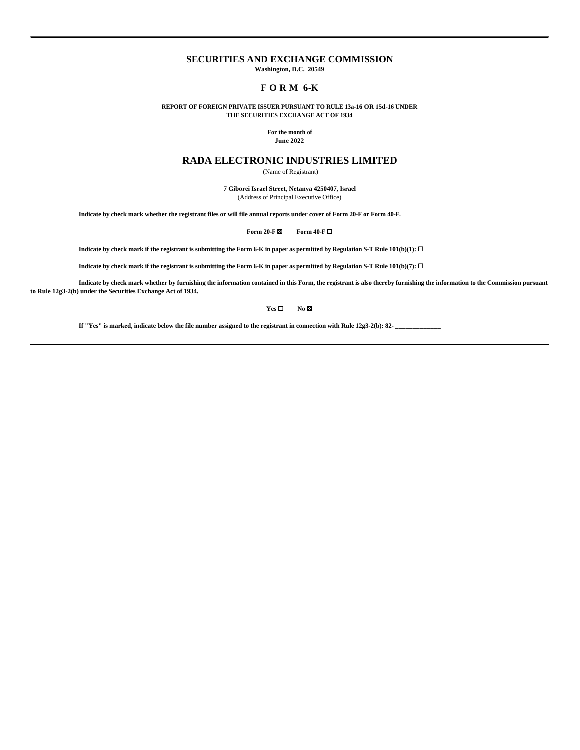# SECURITIES AND EXCHANGE COMMISSION

**Washington, D.C. 20549**

## F O R M 6-K

**REPORT OF FOREIGN PRIVATE ISSUER PURSUANT TO RULE 13a-16 OR 15d-16 UNDER THE SECURITIES EXCHANGE ACT OF 1934**

**For the month of**
**June 2022**

# RADA ELECTRONIC INDUSTRIES LIMITED

(Name of Registrant)

**7 Giborei Israel Street, Netanya 4250407, Israel**
(Address of Principal Executive Office)

**Indicate by check mark whether the registrant files or will file annual reports under cover of Form 20-F or Form 40-F.**

**Form 20-F ☒ Form 40-F ☐**

**Indicate by check mark if the registrant is submitting the Form 6-K in paper as permitted by Regulation S-T Rule 101(b)(1): ☐**

**Indicate by check mark if the registrant is submitting the Form 6-K in paper as permitted by Regulation S-T Rule 101(b)(7): ☐**

**Indicate by check mark whether by furnishing the information contained in this Form, the registrant is also thereby furnishing the information to the Commission pursuant to Rule 12g3-2(b) under the Securities Exchange Act of 1934.**

**Yes ☐ No ☒**

**If "Yes" is marked, indicate below the file number assigned to the registrant in connection with Rule 12g3-2(b): 82- ______________**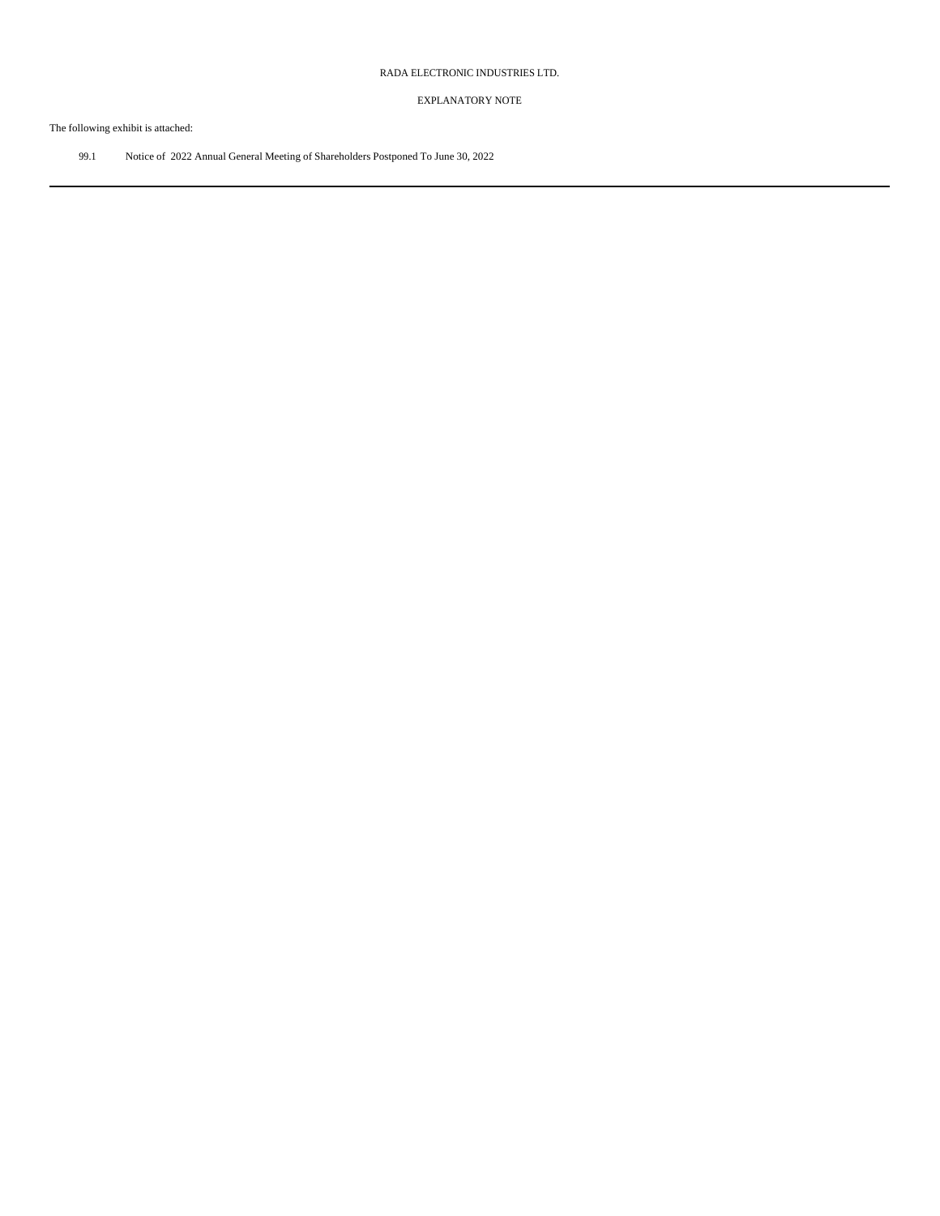RADA ELECTRONIC INDUSTRIES LTD.

EXPLANATORY NOTE

The following exhibit is attached:

99.1 Notice of 2022 Annual General Meeting of Shareholders Postponed To June 30, 2022

---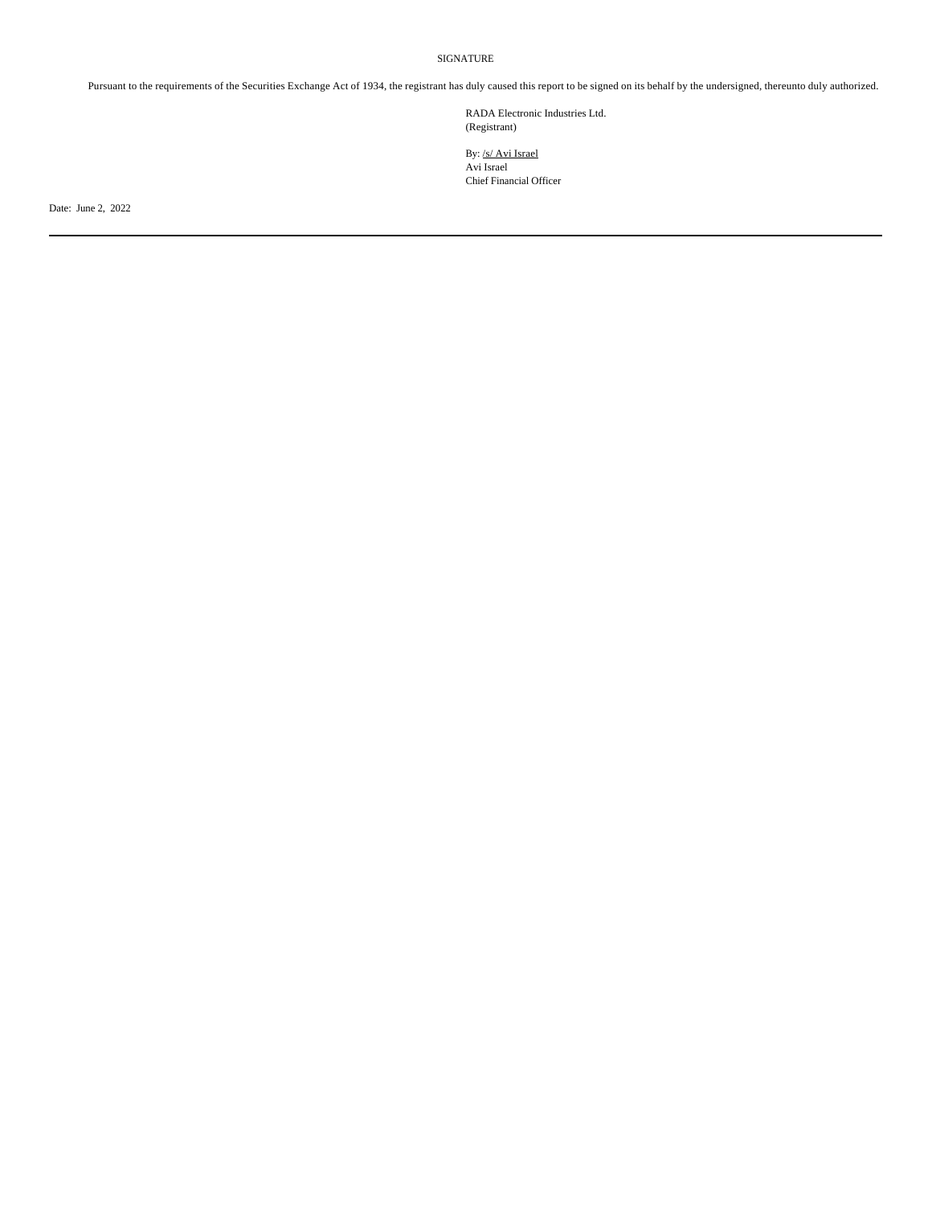SIGNATURE

Pursuant to the requirements of the Securities Exchange Act of 1934, the registrant has duly caused this report to be signed on its behalf by the undersigned, thereunto duly authorized.

RADA Electronic Industries Ltd.
(Registrant)

By: /s/ Avi Israel
Avi Israel
Chief Financial Officer

Date: June 2, 2022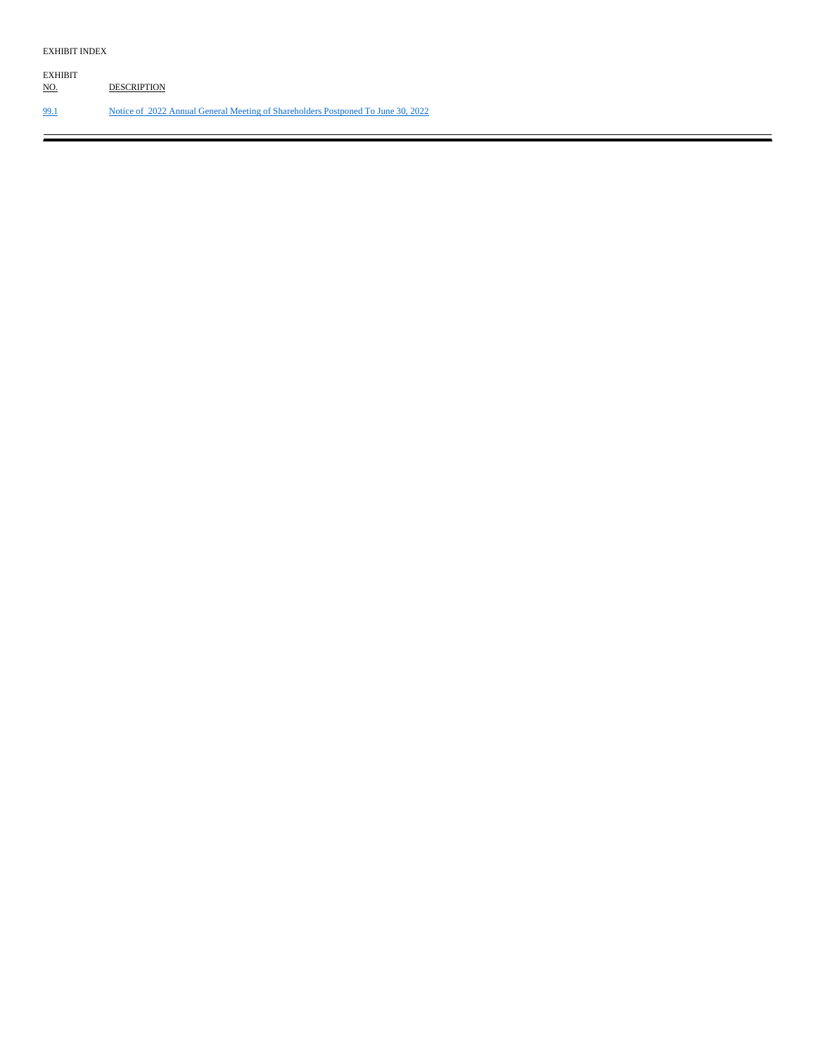EXHIBIT INDEX

| EXHIBIT NO. | DESCRIPTION |
| --- | --- |
| 99.1 | Notice of 2022 Annual General Meeting of Shareholders Postponed To June 30, 2022 |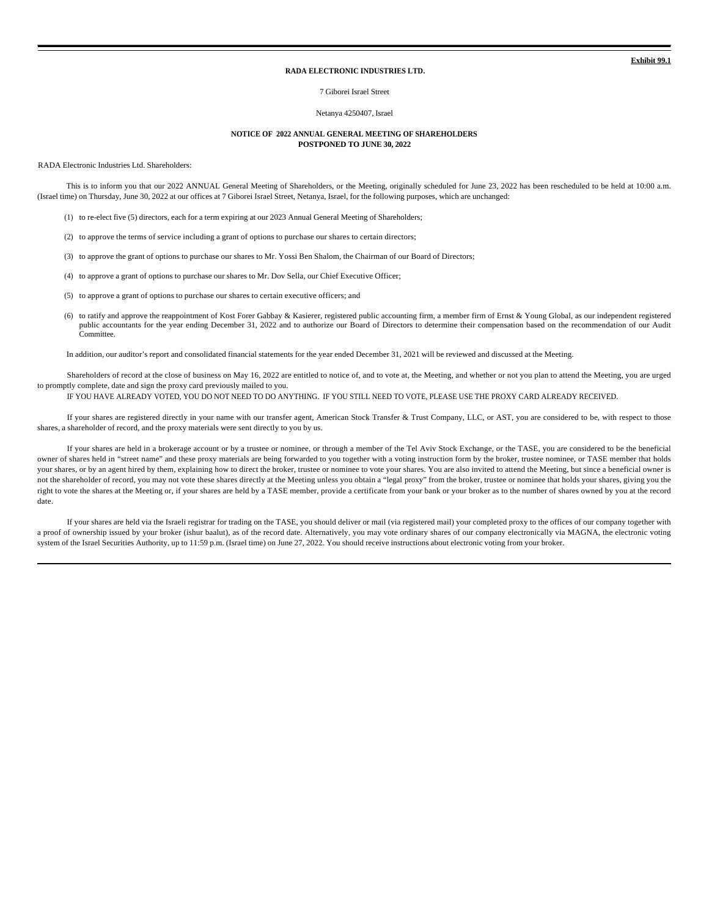**Exhibit 99.1**

**RADA ELECTRONIC INDUSTRIES LTD.**

7 Giborei Israel Street

Netanya 4250407, Israel

**NOTICE OF 2022 ANNUAL GENERAL MEETING OF SHAREHOLDERS**
**POSTPONED TO JUNE 30, 2022**

RADA Electronic Industries Ltd. Shareholders:

This is to inform you that our 2022 ANNUAL General Meeting of Shareholders, or the Meeting, originally scheduled for June 23, 2022 has been rescheduled to be held at 10:00 a.m. (Israel time) on Thursday, June 30, 2022 at our offices at 7 Giborei Israel Street, Netanya, Israel, for the following purposes, which are unchanged:

(1) to re-elect five (5) directors, each for a term expiring at our 2023 Annual General Meeting of Shareholders;

(2) to approve the terms of service including a grant of options to purchase our shares to certain directors;

(3) to approve the grant of options to purchase our shares to Mr. Yossi Ben Shalom, the Chairman of our Board of Directors;

(4) to approve a grant of options to purchase our shares to Mr. Dov Sella, our Chief Executive Officer;

(5) to approve a grant of options to purchase our shares to certain executive officers; and

(6) to ratify and approve the reappointment of Kost Forer Gabbay & Kasierer, registered public accounting firm, a member firm of Ernst & Young Global, as our independent registered public accountants for the year ending December 31, 2022 and to authorize our Board of Directors to determine their compensation based on the recommendation of our Audit Committee.

In addition, our auditor's report and consolidated financial statements for the year ended December 31, 2021 will be reviewed and discussed at the Meeting.

Shareholders of record at the close of business on May 16, 2022 are entitled to notice of, and to vote at, the Meeting, and whether or not you plan to attend the Meeting, you are urged to promptly complete, date and sign the proxy card previously mailed to you.

IF YOU HAVE ALREADY VOTED, YOU DO NOT NEED TO DO ANYTHING. IF YOU STILL NEED TO VOTE, PLEASE USE THE PROXY CARD ALREADY RECEIVED.

If your shares are registered directly in your name with our transfer agent, American Stock Transfer & Trust Company, LLC, or AST, you are considered to be, with respect to those shares, a shareholder of record, and the proxy materials were sent directly to you by us.

If your shares are held in a brokerage account or by a trustee or nominee, or through a member of the Tel Aviv Stock Exchange, or the TASE, you are considered to be the beneficial owner of shares held in "street name" and these proxy materials are being forwarded to you together with a voting instruction form by the broker, trustee nominee, or TASE member that holds your shares, or by an agent hired by them, explaining how to direct the broker, trustee or nominee to vote your shares. You are also invited to attend the Meeting, but since a beneficial owner is not the shareholder of record, you may not vote these shares directly at the Meeting unless you obtain a "legal proxy" from the broker, trustee or nominee that holds your shares, giving you the right to vote the shares at the Meeting or, if your shares are held by a TASE member, provide a certificate from your bank or your broker as to the number of shares owned by you at the record date.

If your shares are held via the Israeli registrar for trading on the TASE, you should deliver or mail (via registered mail) your completed proxy to the offices of our company together with a proof of ownership issued by your broker (ishur baalut), as of the record date. Alternatively, you may vote ordinary shares of our company electronically via MAGNA, the electronic voting system of the Israel Securities Authority, up to 11:59 p.m. (Israel time) on June 27, 2022. You should receive instructions about electronic voting from your broker.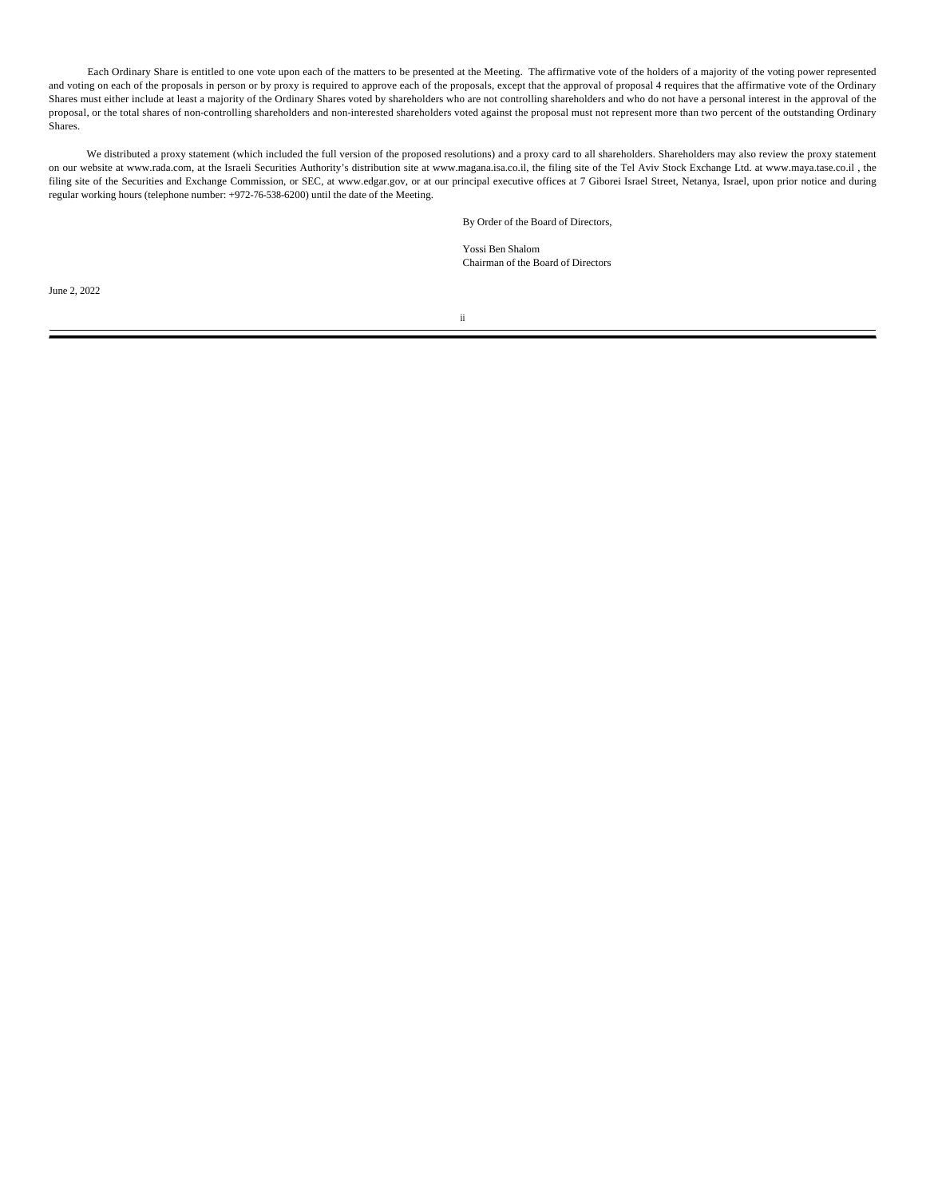Each Ordinary Share is entitled to one vote upon each of the matters to be presented at the Meeting. The affirmative vote of the holders of a majority of the voting power represented and voting on each of the proposals in person or by proxy is required to approve each of the proposals, except that the approval of proposal 4 requires that the affirmative vote of the Ordinary Shares must either include at least a majority of the Ordinary Shares voted by shareholders who are not controlling shareholders and who do not have a personal interest in the approval of the proposal, or the total shares of non-controlling shareholders and non-interested shareholders voted against the proposal must not represent more than two percent of the outstanding Ordinary Shares.

We distributed a proxy statement (which included the full version of the proposed resolutions) and a proxy card to all shareholders. Shareholders may also review the proxy statement on our website at www.rada.com, at the Israeli Securities Authority's distribution site at www.magana.isa.co.il, the filing site of the Tel Aviv Stock Exchange Ltd. at www.maya.tase.co.il , the filing site of the Securities and Exchange Commission, or SEC, at www.edgar.gov, or at our principal executive offices at 7 Giborei Israel Street, Netanya, Israel, upon prior notice and during regular working hours (telephone number: +972-76-538-6200) until the date of the Meeting.

By Order of the Board of Directors,

Yossi Ben Shalom
Chairman of the Board of Directors

June 2, 2022